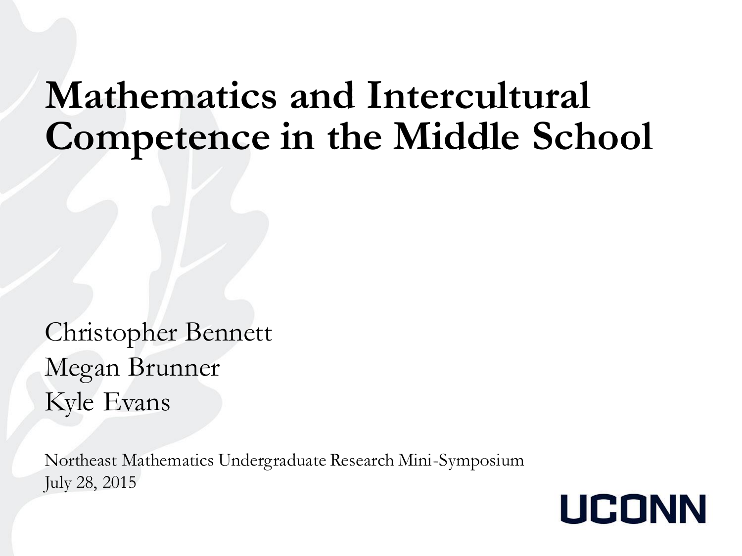# Mathematics and Intercultural Competence in the Middle School

Christopher Bennett
Megan Brunner
Kyle Evans

Northeast Mathematics Undergraduate Research Mini-Symposium
July 28, 2015

UCONN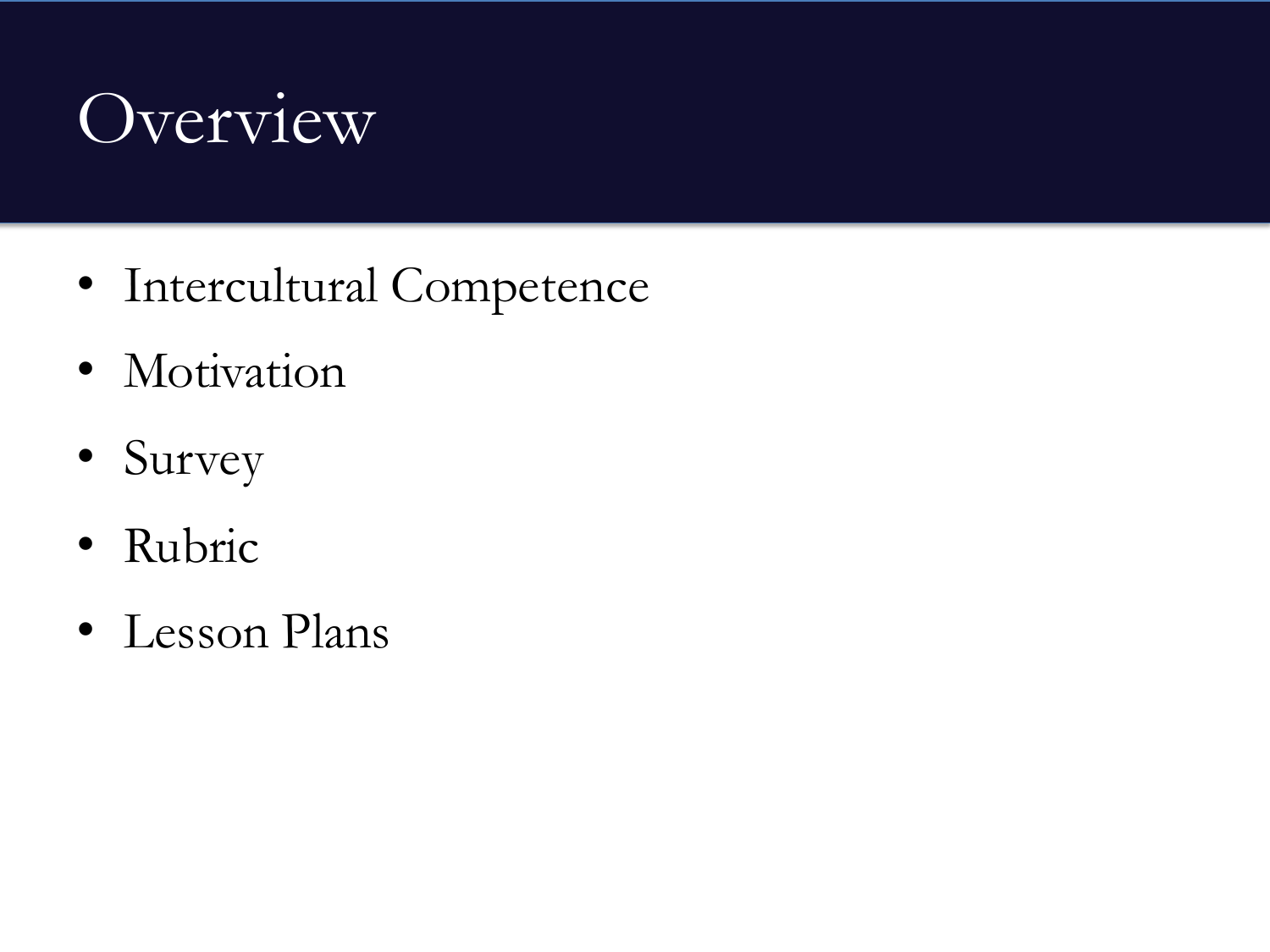# Overview

- Intercultural Competence
- Motivation
- Survey
- Rubric
- Lesson Plans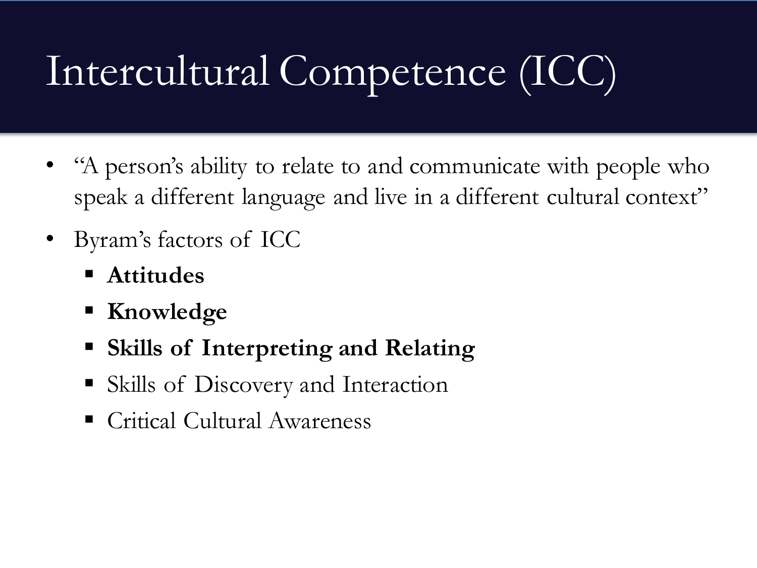# Intercultural Competence (ICC)

- "A person's ability to relate to and communicate with people who speak a different language and live in a different cultural context"
- Byram's factors of ICC
  - **Attitudes**
  - **Knowledge**
  - **Skills of Interpreting and Relating**
  - Skills of Discovery and Interaction
  - Critical Cultural Awareness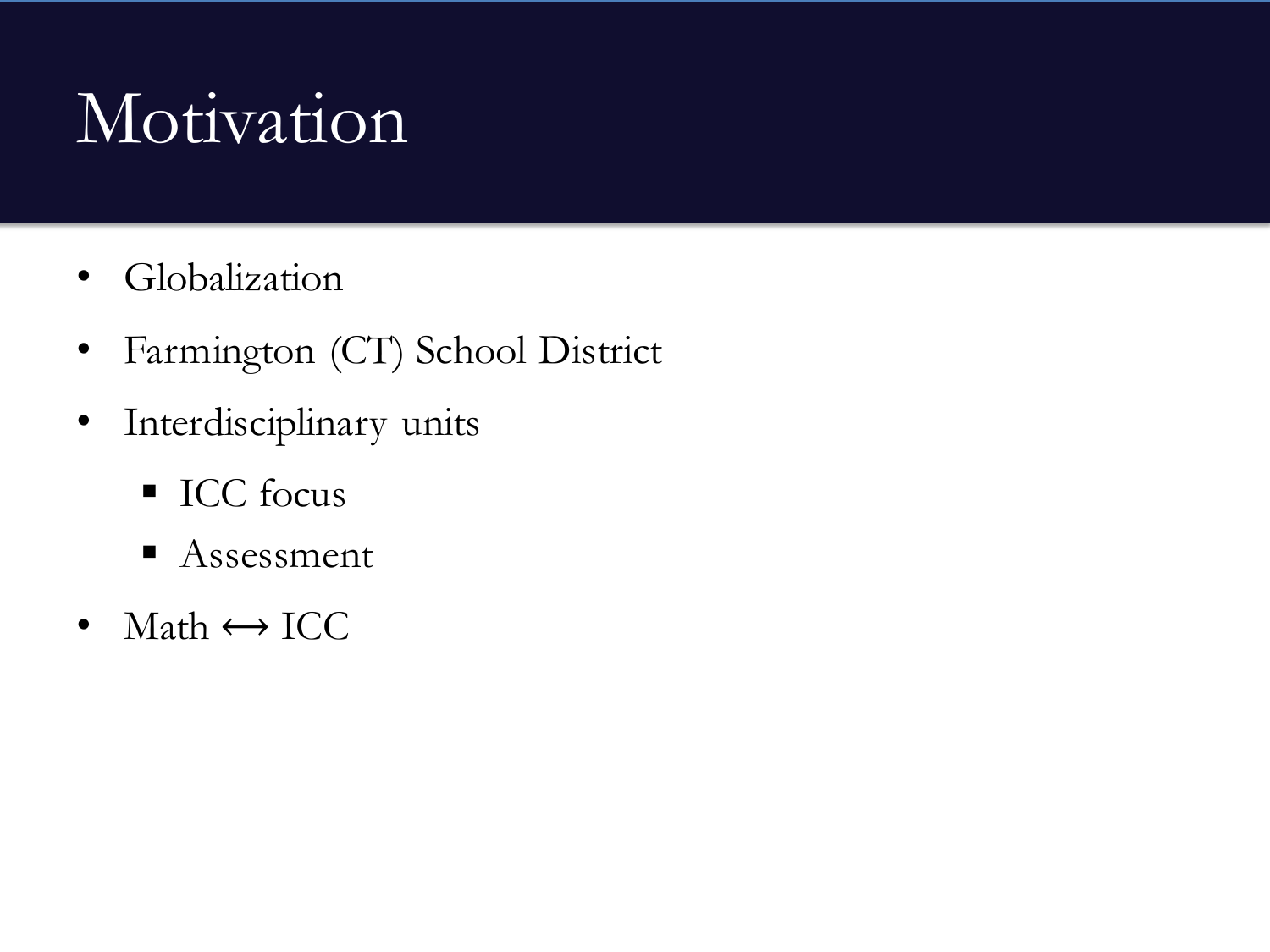# Motivation

- Globalization
- Farmington (CT) School District
- Interdisciplinary units
  - ICC focus
  - Assessment
- Math $\leftrightarrow$ ICC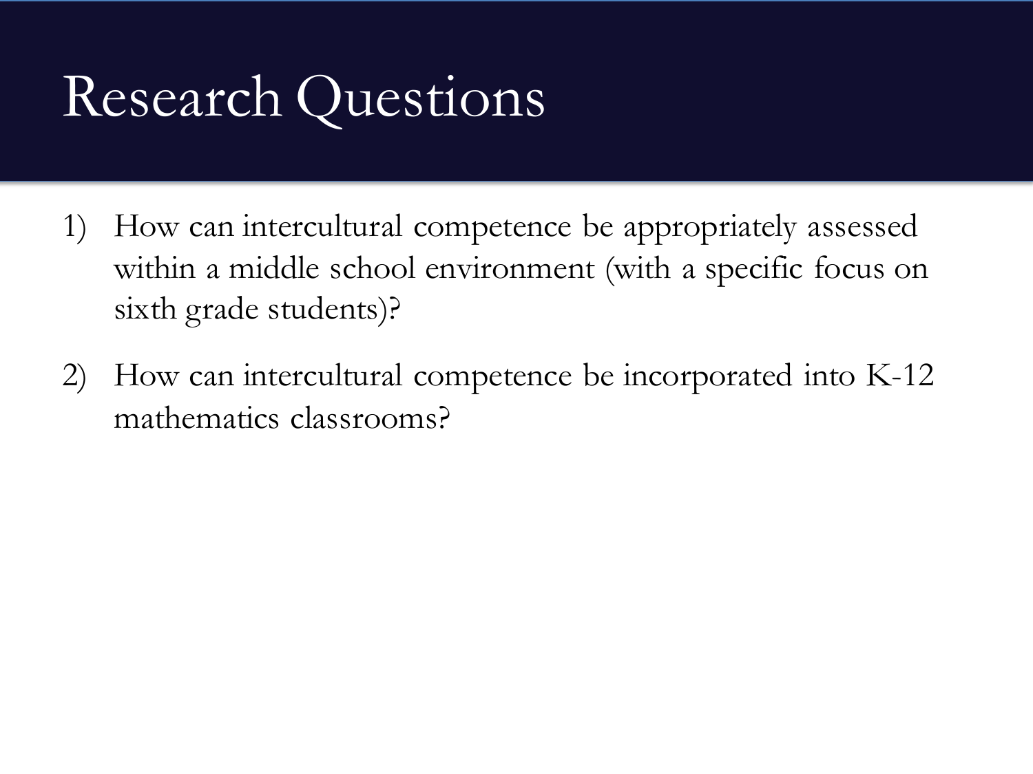# Research Questions

1) How can intercultural competence be appropriately assessed within a middle school environment (with a specific focus on sixth grade students)?

2) How can intercultural competence be incorporated into K-12 mathematics classrooms?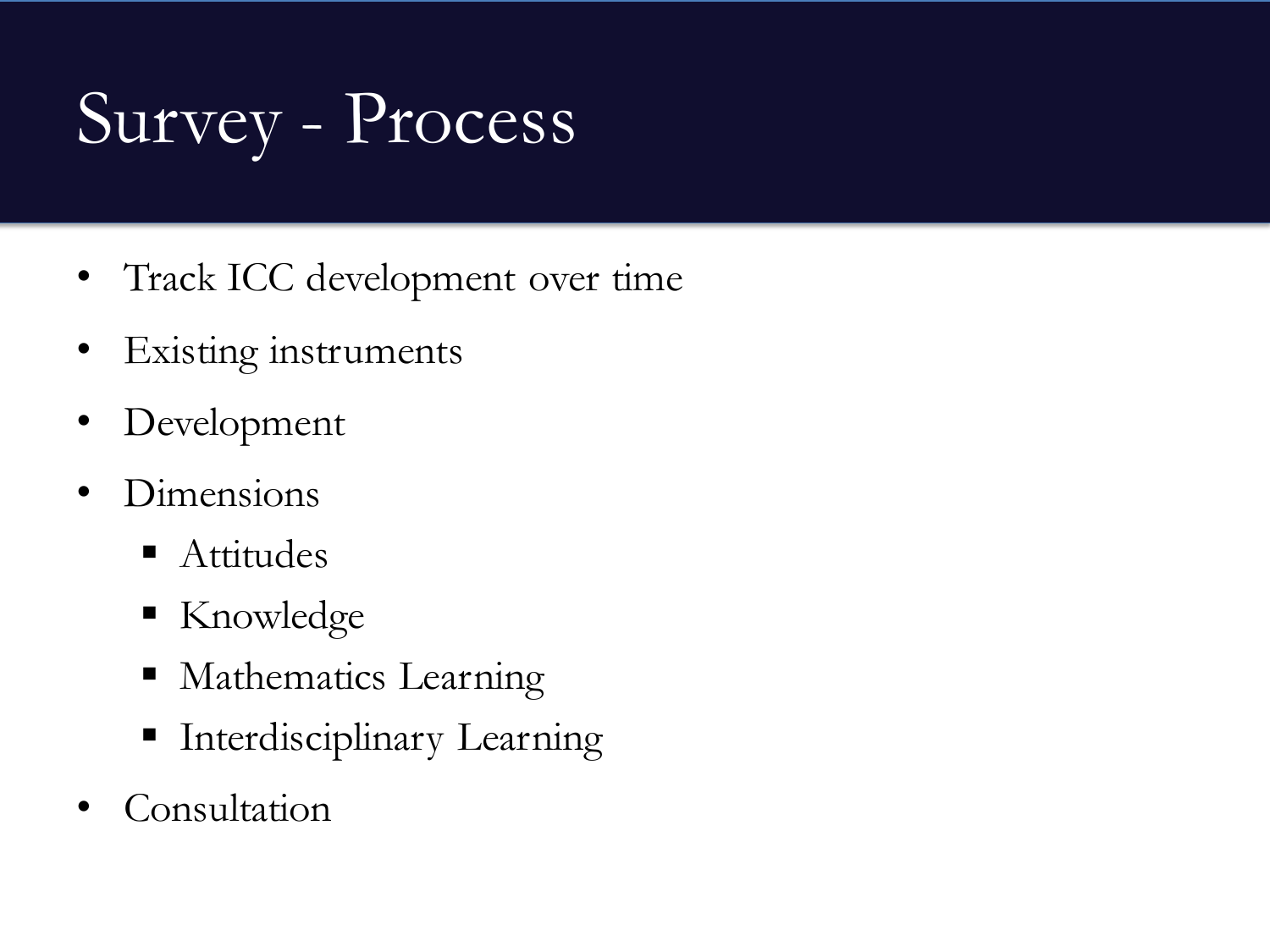# Survey - Process

- Track ICC development over time
- Existing instruments
- Development
- Dimensions
  - Attitudes
  - Knowledge
  - Mathematics Learning
  - Interdisciplinary Learning
- Consultation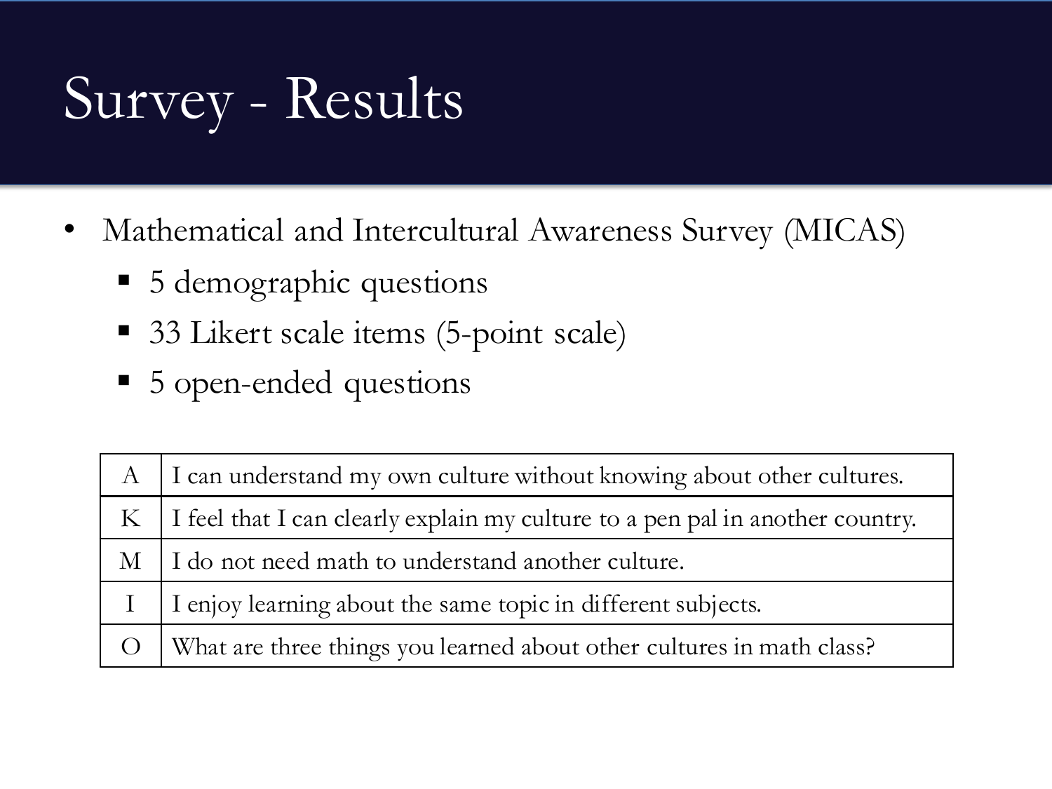# Survey - Results

- Mathematical and Intercultural Awareness Survey (MICAS)
  - 5 demographic questions
  - 33 Likert scale items (5-point scale)
  - 5 open-ended questions

| | |
|---|---|
| A | I can understand my own culture without knowing about other cultures. |
| K | I feel that I can clearly explain my culture to a pen pal in another country. |
| M | I do not need math to understand another culture. |
| I | I enjoy learning about the same topic in different subjects. |
| O | What are three things you learned about other cultures in math class? |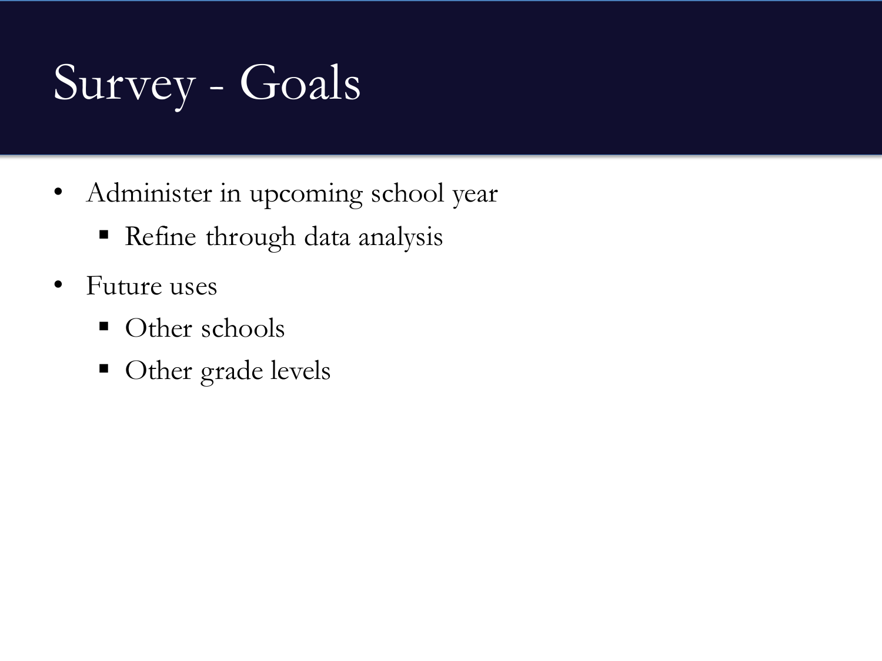# Survey - Goals

- Administer in upcoming school year
  - Refine through data analysis
- Future uses
  - Other schools
  - Other grade levels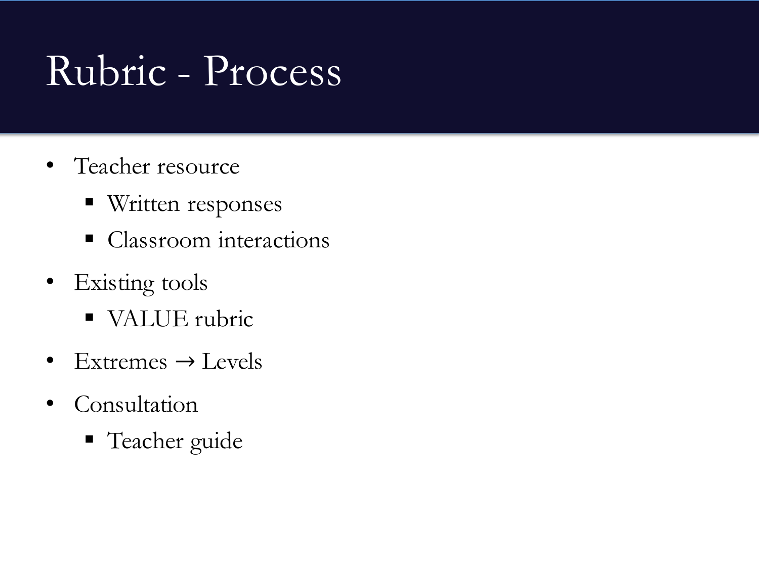# Rubric - Process

- Teacher resource
  - Written responses
  - Classroom interactions
- Existing tools
  - VALUE rubric
- Extremes → Levels
- Consultation
  - Teacher guide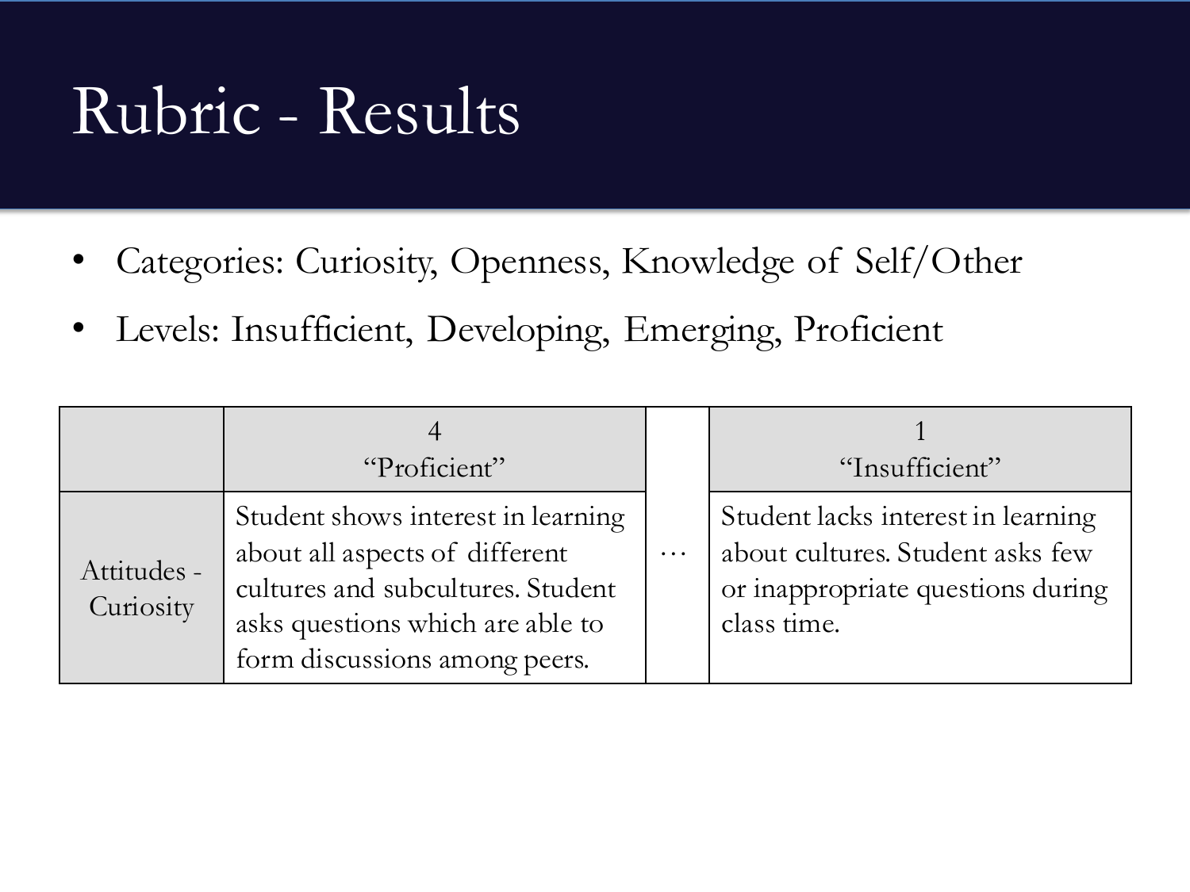# Rubric - Results

- Categories: Curiosity, Openness, Knowledge of Self/Other
- Levels: Insufficient, Developing, Emerging, Proficient

| | 4 "Proficient" | | 1 "Insufficient" |
|---|---|---|---|
| Attitudes - Curiosity | Student shows interest in learning about all aspects of different cultures and subcultures. Student asks questions which are able to form discussions among peers. | … | Student lacks interest in learning about cultures. Student asks few or inappropriate questions during class time. |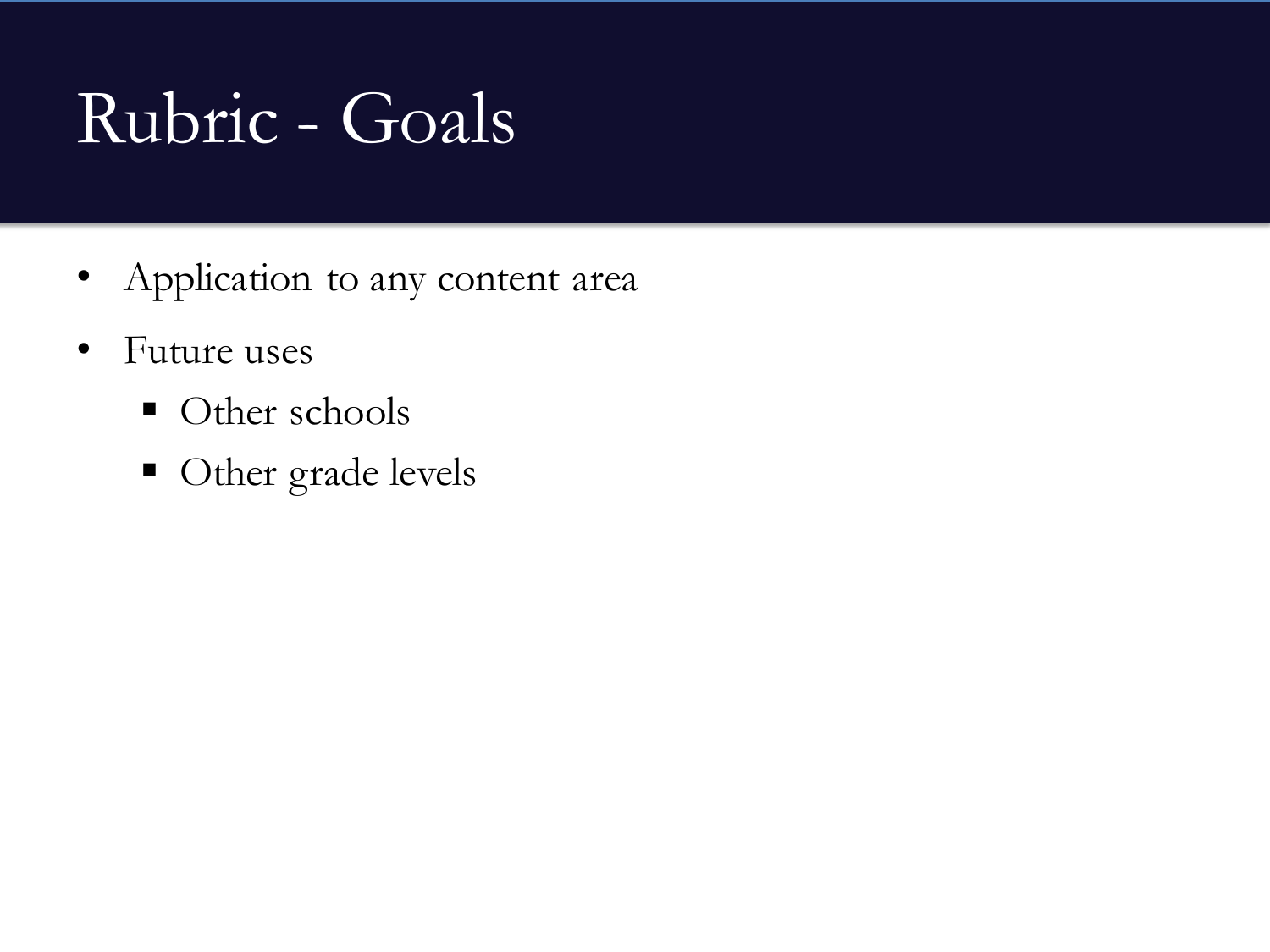# Rubric - Goals

- Application to any content area
- Future uses
  - Other schools
  - Other grade levels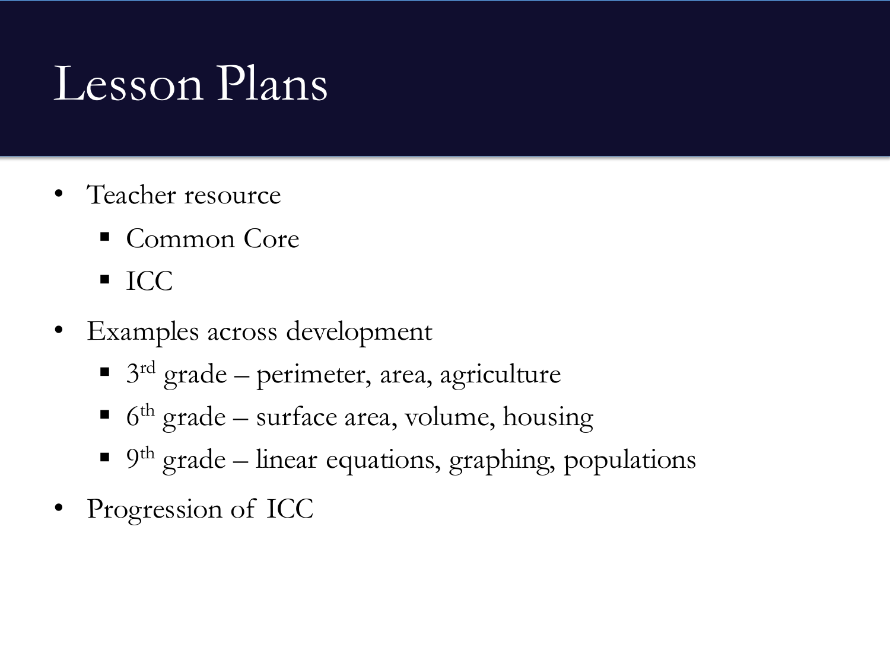# Lesson Plans

- Teacher resource
  - Common Core
  - ICC
- Examples across development
  - 3rd grade – perimeter, area, agriculture
  - 6th grade – surface area, volume, housing
  - 9th grade – linear equations, graphing, populations
- Progression of ICC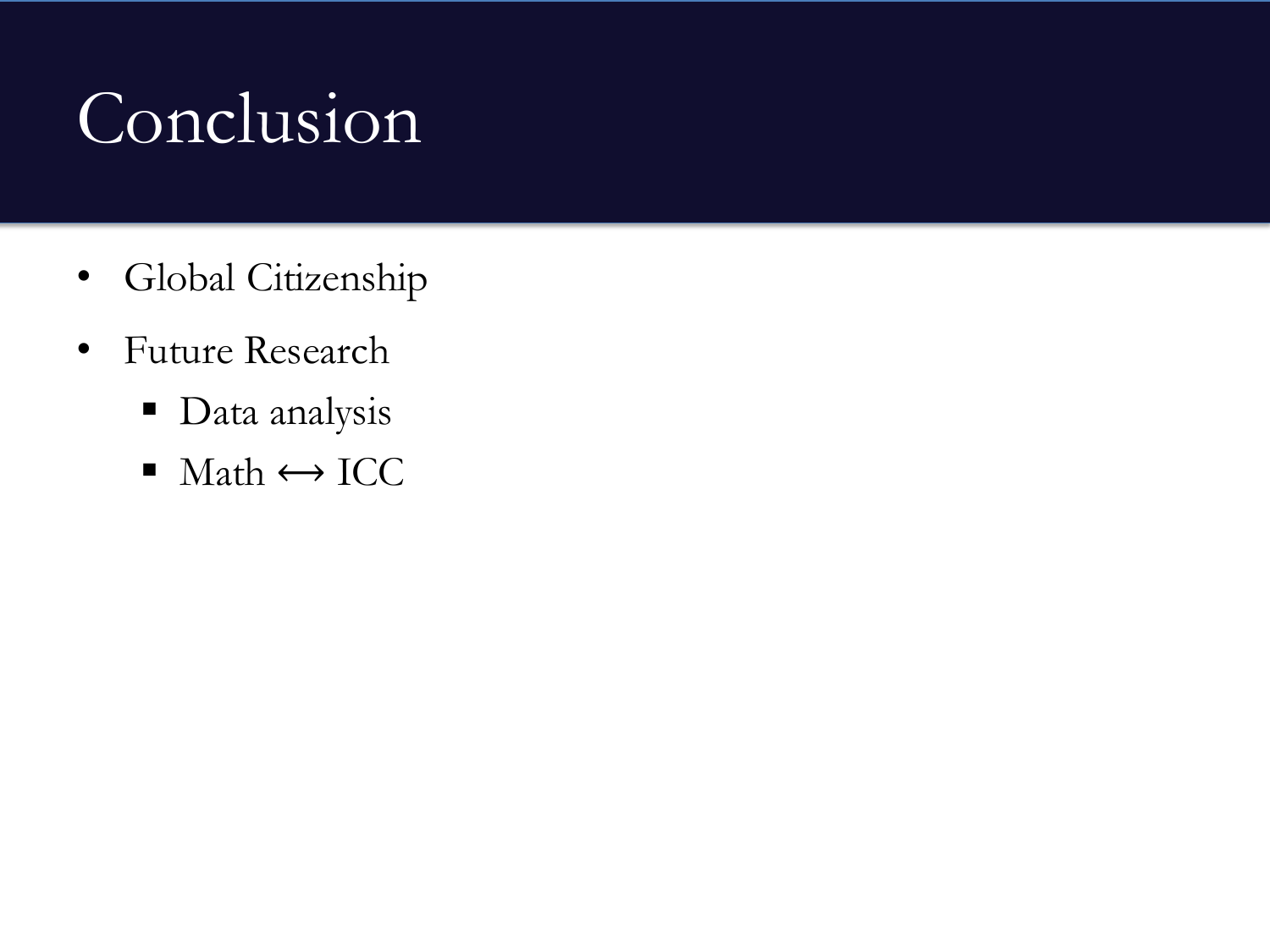# Conclusion

- Global Citizenship
- Future Research
  - Data analysis
  - Math $\leftrightarrow$ ICC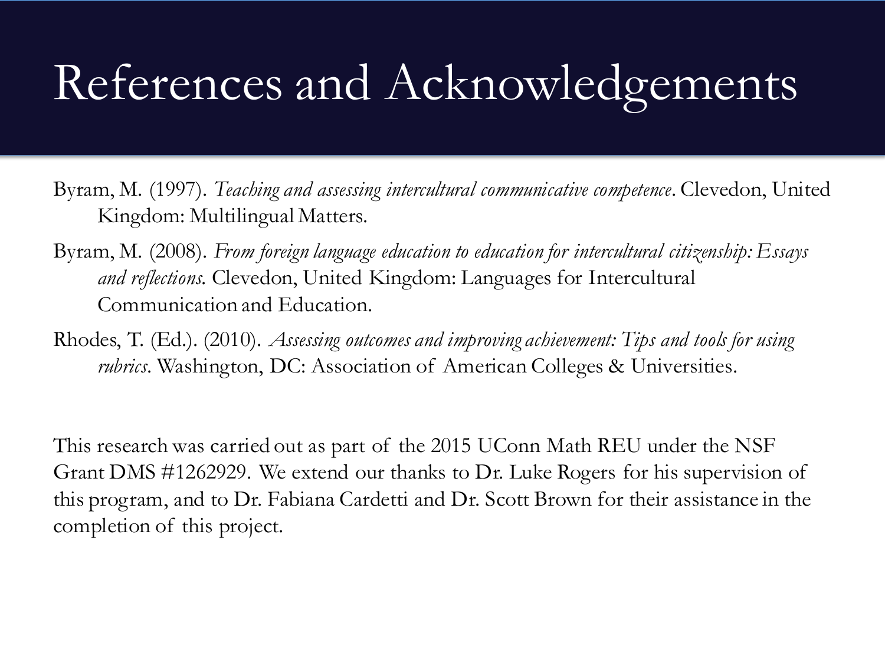# References and Acknowledgements

Byram, M. (1997). *Teaching and assessing intercultural communicative competence*. Clevedon, United Kingdom: Multilingual Matters.

Byram, M. (2008). *From foreign language education to education for intercultural citizenship: Essays and reflections.* Clevedon, United Kingdom: Languages for Intercultural Communication and Education.

Rhodes, T. (Ed.). (2010). *Assessing outcomes and improving achievement: Tips and tools for using rubrics*. Washington, DC: Association of American Colleges & Universities.

This research was carried out as part of the 2015 UConn Math REU under the NSF Grant DMS #1262929. We extend our thanks to Dr. Luke Rogers for his supervision of this program, and to Dr. Fabiana Cardetti and Dr. Scott Brown for their assistance in the completion of this project.